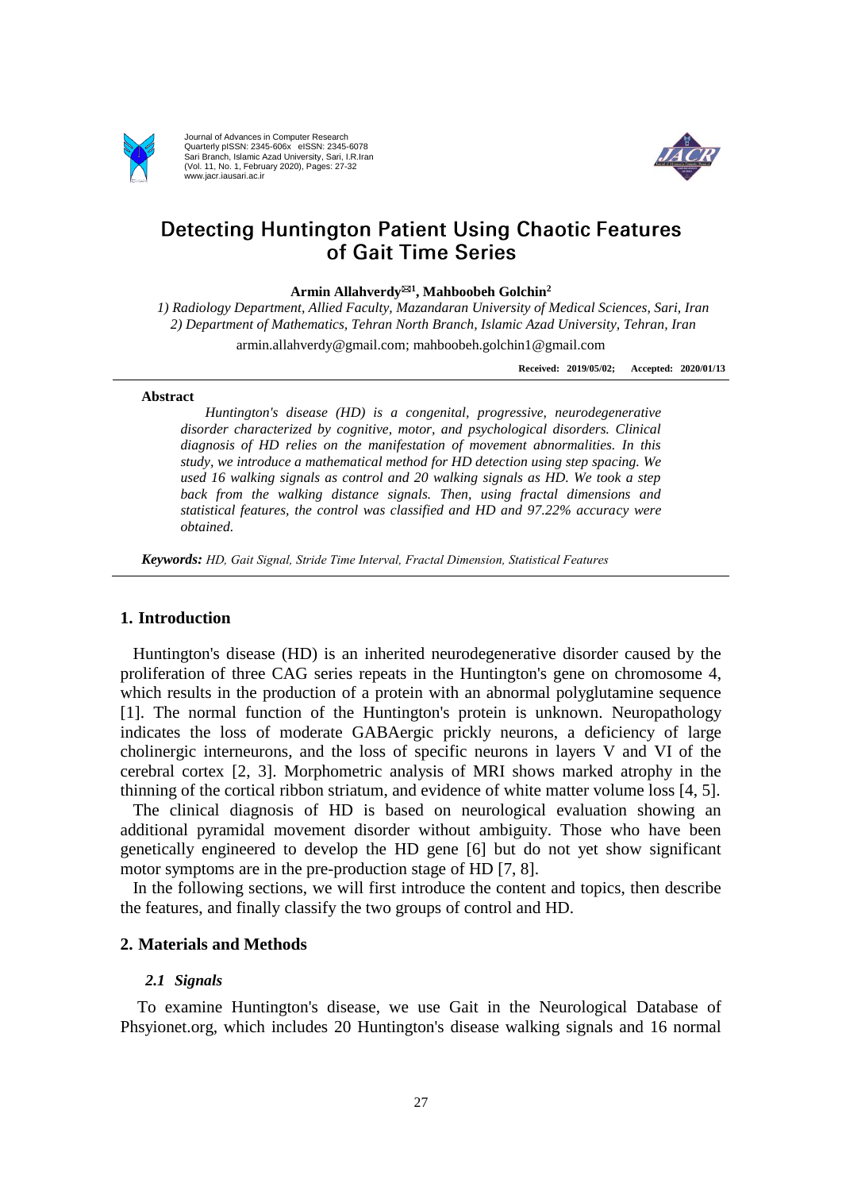# Detecting Huntington Patient Using Chaotic Features of Gait Time Series

**Armin Allahverdy[✉1], Mahboobeh Golchin[2]**

*1) Radiology Department, Allied Faculty, Mazandaran University of Medical Sciences, Sari, Iran*
*2) Department of Mathematics, Tehran North Branch, Islamic Azad University, Tehran, Iran*

armin.allahverdy@gmail.com; mahboobeh.golchin1@gmail.com

**Received: 2019/05/02; Accepted: 2020/01/13**

### Abstract

*Huntington's disease (HD) is a congenital, progressive, neurodegenerative disorder characterized by cognitive, motor, and psychological disorders. Clinical diagnosis of HD relies on the manifestation of movement abnormalities. In this study, we introduce a mathematical method for HD detection using step spacing. We used 16 walking signals as control and 20 walking signals as HD. We took a step back from the walking distance signals. Then, using fractal dimensions and statistical features, the control was classified and HD and 97.22% accuracy were obtained.*

***Keywords:*** *HD, Gait Signal, Stride Time Interval, Fractal Dimension, Statistical Features*

## 1. Introduction

Huntington's disease (HD) is an inherited neurodegenerative disorder caused by the proliferation of three CAG series repeats in the Huntington's gene on chromosome 4, which results in the production of a protein with an abnormal polyglutamine sequence [1]. The normal function of the Huntington's protein is unknown. Neuropathology indicates the loss of moderate GABAergic prickly neurons, a deficiency of large cholinergic interneurons, and the loss of specific neurons in layers V and VI of the cerebral cortex [2, 3]. Morphometric analysis of MRI shows marked atrophy in the thinning of the cortical ribbon striatum, and evidence of white matter volume loss [4, 5].

The clinical diagnosis of HD is based on neurological evaluation showing an additional pyramidal movement disorder without ambiguity. Those who have been genetically engineered to develop the HD gene [6] but do not yet show significant motor symptoms are in the pre-production stage of HD [7, 8].

In the following sections, we will first introduce the content and topics, then describe the features, and finally classify the two groups of control and HD.

## 2. Materials and Methods

### *2.1 Signals*

To examine Huntington's disease, we use Gait in the Neurological Database of Phsyionet.org, which includes 20 Huntington's disease walking signals and 16 normal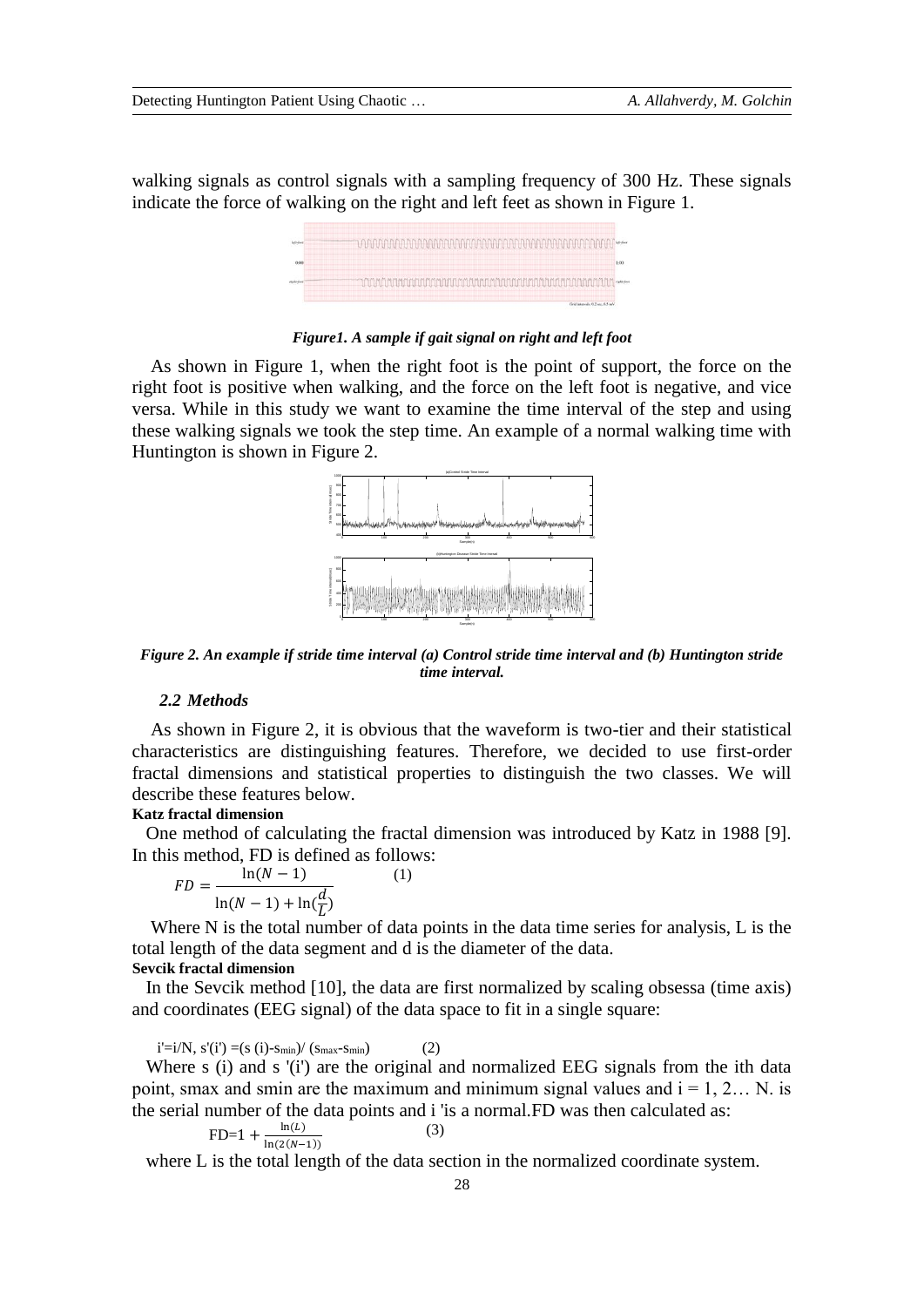walking signals as control signals with a sampling frequency of 300 Hz. These signals indicate the force of walking on the right and left feet as shown in Figure 1.

***Figure1. A sample if gait signal on right and left foot***

As shown in Figure 1, when the right foot is the point of support, the force on the right foot is positive when walking, and the force on the left foot is negative, and vice versa. While in this study we want to examine the time interval of the step and using these walking signals we took the step time. An example of a normal walking time with Huntington is shown in Figure 2.

***Figure 2. An example if stride time interval (a) Control stride time interval and (b) Huntington stride time interval.***

### 2.2 Methods

As shown in Figure 2, it is obvious that the waveform is two-tier and their statistical characteristics are distinguishing features. Therefore, we decided to use first-order fractal dimensions and statistical properties to distinguish the two classes. We will describe these features below.

**Katz fractal dimension**

One method of calculating the fractal dimension was introduced by Katz in 1988 [9]. In this method, FD is defined as follows:

$$FD = \frac{\ln(N-1)}{\ln(N-1) + \ln(\frac{d}{L})} \qquad (1)$$

Where N is the total number of data points in the data time series for analysis, L is the total length of the data segment and d is the diameter of the data.

**Sevcik fractal dimension**

In the Sevcik method [10], the data are first normalized by scaling obsessa (time axis) and coordinates (EEG signal) of the data space to fit in a single square:

$$i' = i/N, \; s'(i') = (s(i) - s_{min}) / (s_{max} - s_{min}) \qquad (2)$$

Where s (i) and s '(i') are the original and normalized EEG signals from the ith data point, smax and smin are the maximum and minimum signal values and i = 1, 2… N. is the serial number of the data points and i 'is a normal.FD was then calculated as:

$$FD = 1 + \frac{\ln(L)}{\ln(2(N-1))} \qquad (3)$$

where L is the total length of the data section in the normalized coordinate system.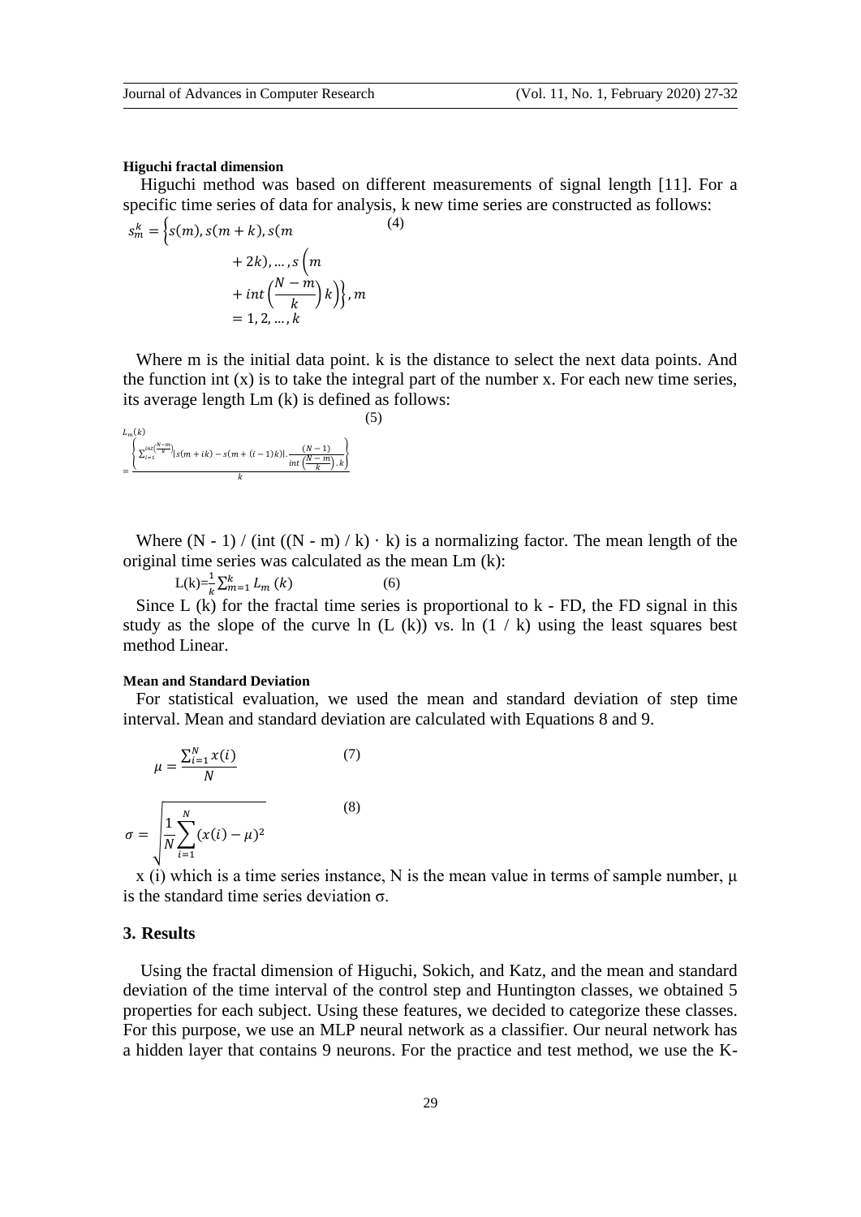#### Higuchi fractal dimension

Higuchi method was based on different measurements of signal length [11]. For a specific time series of data for analysis, k new time series are constructed as follows:

$$s_m^k = \left\{s(m), s(m+k), s(m+2k), \ldots, s\left(m+int\left(\frac{N-m}{k}\right)k\right)\right\}, m = 1, 2, \ldots, k \quad (4)$$

Where m is the initial data point. k is the distance to select the next data points. And the function int (x) is to take the integral part of the number x. For each new time series, its average length Lm (k) is defined as follows:

$$L_m(k) = \frac{\left\{\sum_{i=1}^{int\left(\frac{N-m}{k}\right)} |s(m+ik) - s(m+(i-1)k)| \cdot \frac{(N-1)}{int\left(\frac{N-m}{k}\right) \cdot k}\right\}}{k} \quad (5)$$

Where (N - 1) / (int ((N - m) / k) · k) is a normalizing factor. The mean length of the original time series was calculated as the mean Lm (k):

$$L(k) = \frac{1}{k}\sum_{m=1}^{k} L_m(k) \quad (6)$$

Since L (k) for the fractal time series is proportional to k - FD, the FD signal in this study as the slope of the curve ln (L (k)) vs. ln (1 / k) using the least squares best method Linear.

#### Mean and Standard Deviation

For statistical evaluation, we used the mean and standard deviation of step time interval. Mean and standard deviation are calculated with Equations 8 and 9.

$$\mu = \frac{\sum_{i=1}^{N} x(i)}{N} \quad (7)$$

$$\sigma = \sqrt{\frac{1}{N}\sum_{i=1}^{N}(x(i) - \mu)^2} \quad (8)$$

x (i) which is a time series instance, N is the mean value in terms of sample number, μ is the standard time series deviation σ.

## 3. Results

Using the fractal dimension of Higuchi, Sokich, and Katz, and the mean and standard deviation of the time interval of the control step and Huntington classes, we obtained 5 properties for each subject. Using these features, we decided to categorize these classes. For this purpose, we use an MLP neural network as a classifier. Our neural network has a hidden layer that contains 9 neurons. For the practice and test method, we use the K-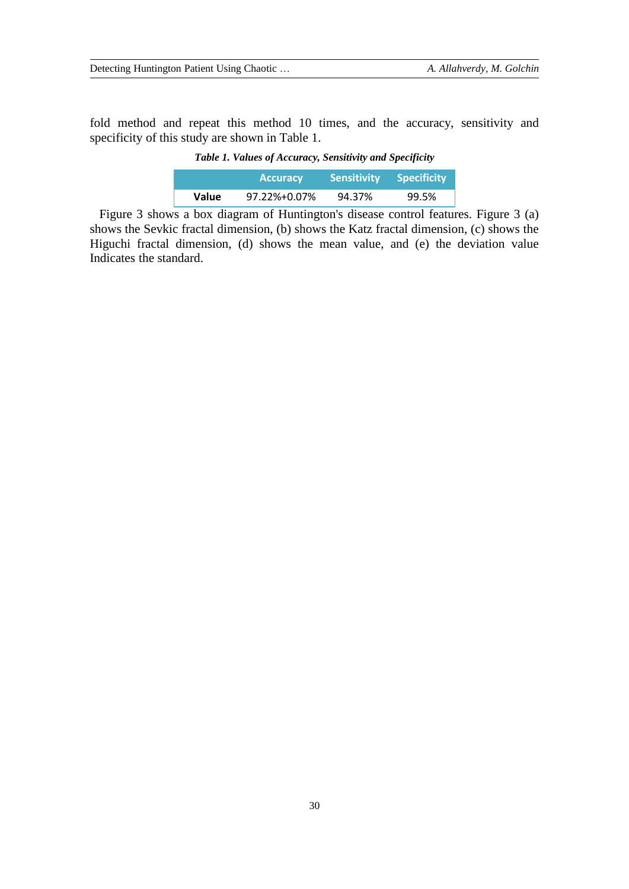fold method and repeat this method 10 times, and the accuracy, sensitivity and specificity of this study are shown in Table 1.

***Table 1. Values of Accuracy, Sensitivity and Specificity***

| | Accuracy | Sensitivity | Specificity |
|---|---|---|---|
| **Value** | 97.22%+0.07% | 94.37% | 99.5% |

Figure 3 shows a box diagram of Huntington's disease control features. Figure 3 (a) shows the Sevkic fractal dimension, (b) shows the Katz fractal dimension, (c) shows the Higuchi fractal dimension, (d) shows the mean value, and (e) the deviation value Indicates the standard.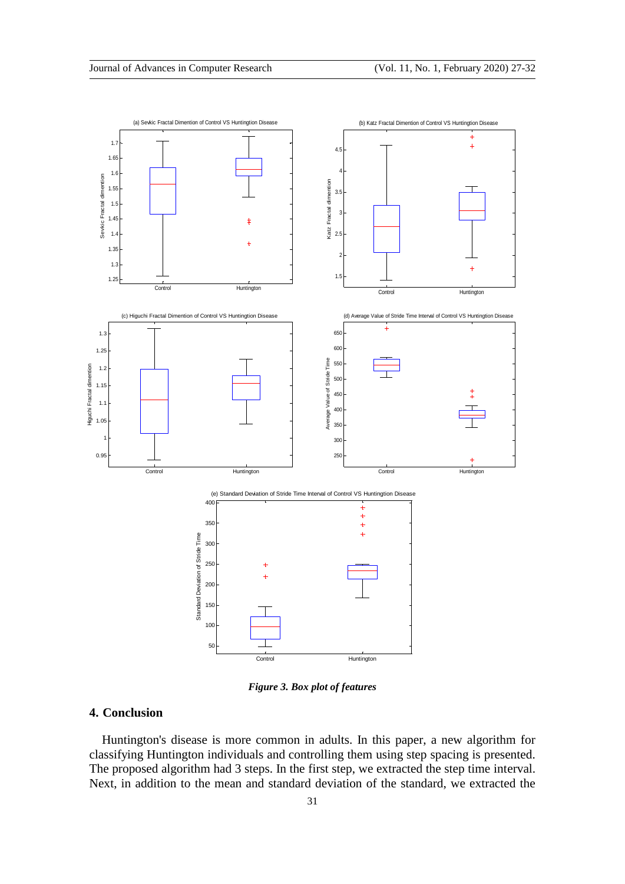*Figure 3. Box plot of features*

## 4. Conclusion

Huntington's disease is more common in adults. In this paper, a new algorithm for classifying Huntington individuals and controlling them using step spacing is presented. The proposed algorithm had 3 steps. In the first step, we extracted the step time interval. Next, in addition to the mean and standard deviation of the standard, we extracted the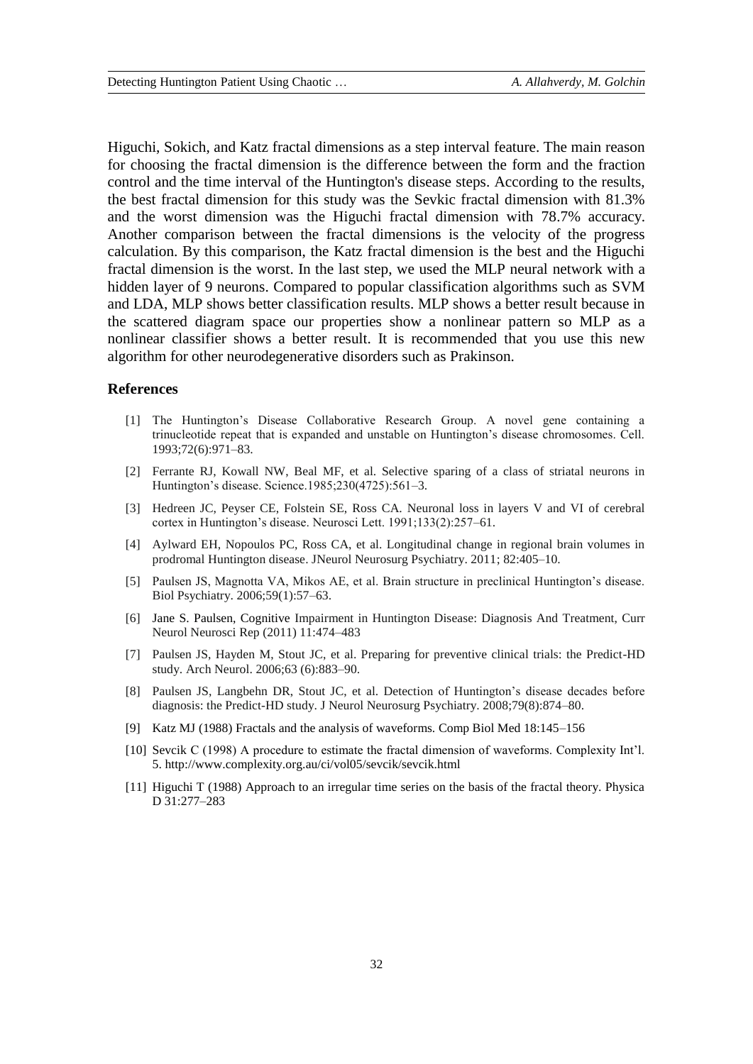Higuchi, Sokich, and Katz fractal dimensions as a step interval feature. The main reason for choosing the fractal dimension is the difference between the form and the fraction control and the time interval of the Huntington's disease steps. According to the results, the best fractal dimension for this study was the Sevkic fractal dimension with 81.3% and the worst dimension was the Higuchi fractal dimension with 78.7% accuracy. Another comparison between the fractal dimensions is the velocity of the progress calculation. By this comparison, the Katz fractal dimension is the best and the Higuchi fractal dimension is the worst. In the last step, we used the MLP neural network with a hidden layer of 9 neurons. Compared to popular classification algorithms such as SVM and LDA, MLP shows better classification results. MLP shows a better result because in the scattered diagram space our properties show a nonlinear pattern so MLP as a nonlinear classifier shows a better result. It is recommended that you use this new algorithm for other neurodegenerative disorders such as Prakinson.

## References

[1] The Huntington's Disease Collaborative Research Group. A novel gene containing a trinucleotide repeat that is expanded and unstable on Huntington's disease chromosomes. Cell. 1993;72(6):971–83.

[2] Ferrante RJ, Kowall NW, Beal MF, et al. Selective sparing of a class of striatal neurons in Huntington's disease. Science.1985;230(4725):561–3.

[3] Hedreen JC, Peyser CE, Folstein SE, Ross CA. Neuronal loss in layers V and VI of cerebral cortex in Huntington's disease. Neurosci Lett. 1991;133(2):257–61.

[4] Aylward EH, Nopoulos PC, Ross CA, et al. Longitudinal change in regional brain volumes in prodromal Huntington disease. JNeurol Neurosurg Psychiatry. 2011; 82:405–10.

[5] Paulsen JS, Magnotta VA, Mikos AE, et al. Brain structure in preclinical Huntington's disease. Biol Psychiatry. 2006;59(1):57–63.

[6] Jane S. Paulsen, Cognitive Impairment in Huntington Disease: Diagnosis And Treatment, Curr Neurol Neurosci Rep (2011) 11:474–483

[7] Paulsen JS, Hayden M, Stout JC, et al. Preparing for preventive clinical trials: the Predict-HD study. Arch Neurol. 2006;63 (6):883–90.

[8] Paulsen JS, Langbehn DR, Stout JC, et al. Detection of Huntington's disease decades before diagnosis: the Predict-HD study. J Neurol Neurosurg Psychiatry. 2008;79(8):874–80.

[9] Katz MJ (1988) Fractals and the analysis of waveforms. Comp Biol Med 18:145–156

[10] Sevcik C (1998) A procedure to estimate the fractal dimension of waveforms. Complexity Int'l. 5. http://www.complexity.org.au/ci/vol05/sevcik/sevcik.html

[11] Higuchi T (1988) Approach to an irregular time series on the basis of the fractal theory. Physica D 31:277–283